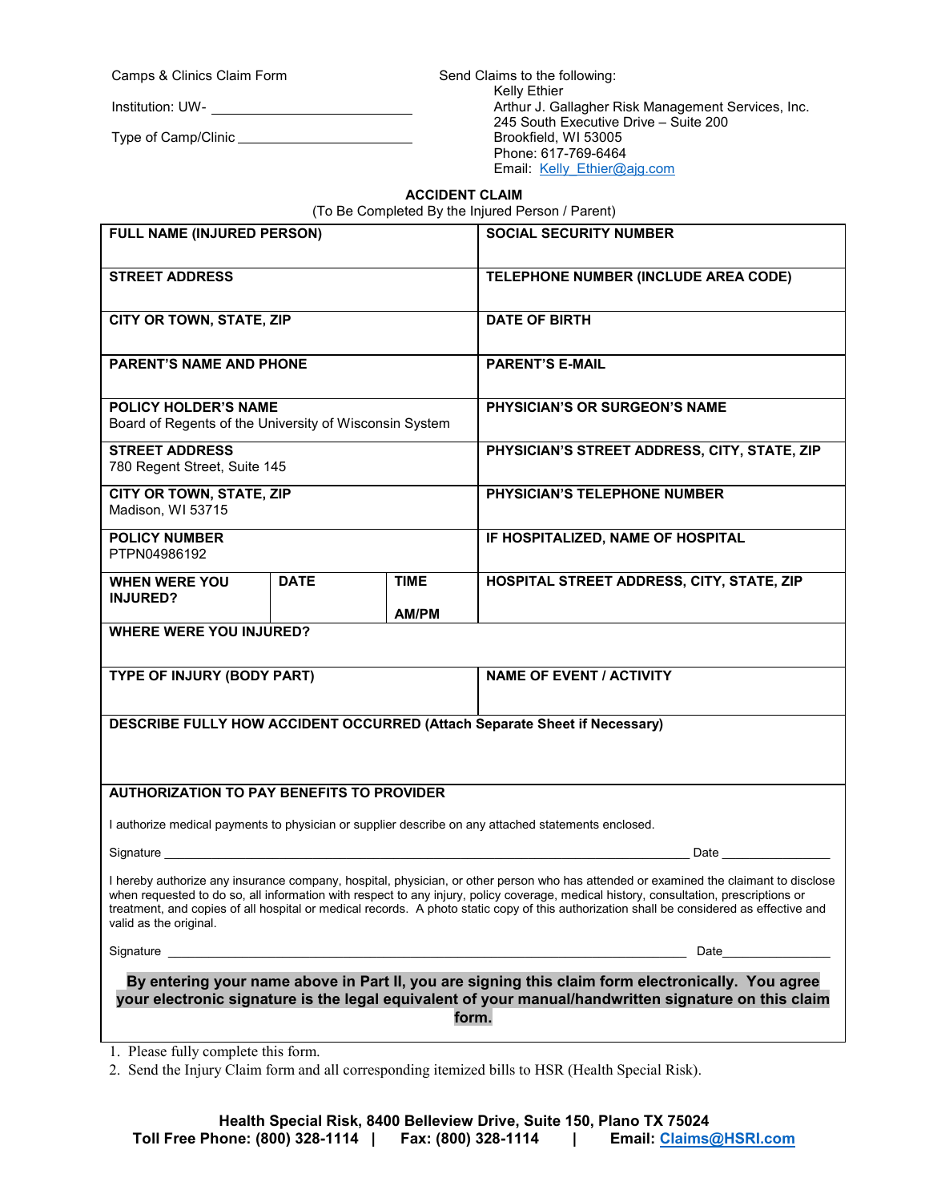Camps & Clinics Claim Form

Institution: UW- ______________________

Type of Camp/Clinic ______________________

Send Claims to the following:
Kelly Ethier
Arthur J. Gallagher Risk Management Services, Inc.
245 South Executive Drive – Suite 200
Brookfield, WI 53005
Phone: 617-769-6464
Email: Kelly_Ethier@ajg.com

## ACCIDENT CLAIM

(To Be Completed By the Injured Person / Parent)

| | | | |
|---|---|---|---|
| **FULL NAME (INJURED PERSON)** | | | **SOCIAL SECURITY NUMBER** |
| **STREET ADDRESS** | | | **TELEPHONE NUMBER (INCLUDE AREA CODE)** |
| **CITY OR TOWN, STATE, ZIP** | | | **DATE OF BIRTH** |
| **PARENT'S NAME AND PHONE** | | | **PARENT'S E-MAIL** |
| **POLICY HOLDER'S NAME** Board of Regents of the University of Wisconsin System | | | **PHYSICIAN'S OR SURGEON'S NAME** |
| **STREET ADDRESS** 780 Regent Street, Suite 145 | | | **PHYSICIAN'S STREET ADDRESS, CITY, STATE, ZIP** |
| **CITY OR TOWN, STATE, ZIP** Madison, WI 53715 | | | **PHYSICIAN'S TELEPHONE NUMBER** |
| **POLICY NUMBER** PTPN04986192 | | | **IF HOSPITALIZED, NAME OF HOSPITAL** |
| **WHEN WERE YOU INJURED?** | **DATE** | **TIME** **AM/PM** | **HOSPITAL STREET ADDRESS, CITY, STATE, ZIP** |
| **WHERE WERE YOU INJURED?** | | | |
| **TYPE OF INJURY (BODY PART)** | | | **NAME OF EVENT / ACTIVITY** |
| **DESCRIBE FULLY HOW ACCIDENT OCCURRED (Attach Separate Sheet if Necessary)** | | | |

**AUTHORIZATION TO PAY BENEFITS TO PROVIDER**

I authorize medical payments to physician or supplier describe on any attached statements enclosed.

Signature ______________________________________________ Date ____________

I hereby authorize any insurance company, hospital, physician, or other person who has attended or examined the claimant to disclose when requested to do so, all information with respect to any injury, policy coverage, medical history, consultation, prescriptions or treatment, and copies of all hospital or medical records. A photo static copy of this authorization shall be considered as effective and valid as the original.

Signature ______________________________________________ Date ____________

**By entering your name above in Part II, you are signing this claim form electronically. You agree your electronic signature is the legal equivalent of your manual/handwritten signature on this claim form.**

1. Please fully complete this form.
2. Send the Injury Claim form and all corresponding itemized bills to HSR (Health Special Risk).

**Health Special Risk, 8400 Belleview Drive, Suite 150, Plano TX 75024**
**Toll Free Phone: (800) 328-1114 | Fax: (800) 328-1114 | Email: Claims@HSRI.com**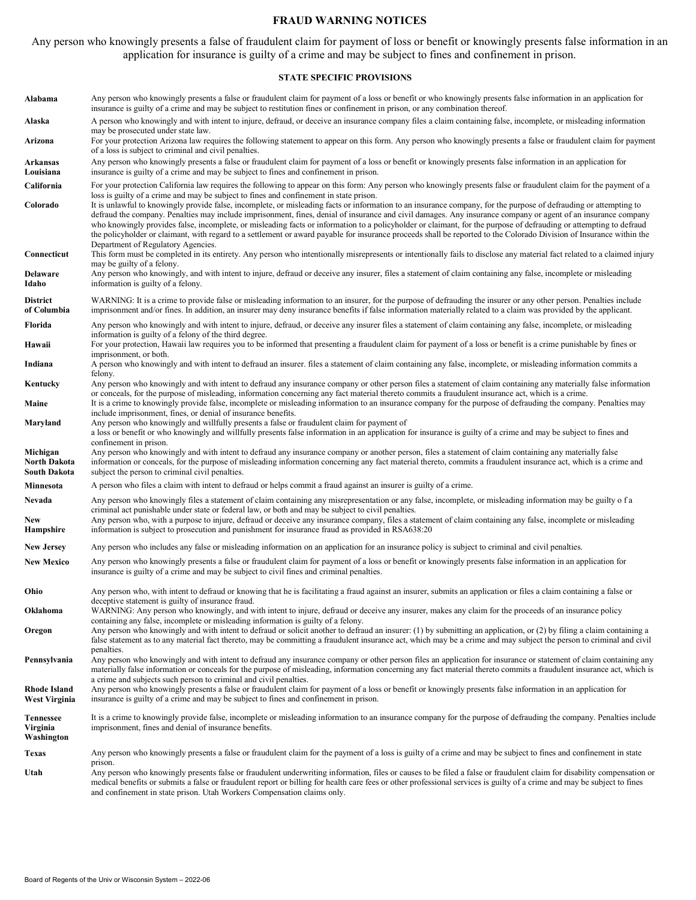# FRAUD WARNING NOTICES

Any person who knowingly presents a false of fraudulent claim for payment of loss or benefit or knowingly presents false information in an application for insurance is guilty of a crime and may be subject to fines and confinement in prison.

## STATE SPECIFIC PROVISIONS

| | |
|---|---|
| **Alabama** | Any person who knowingly presents a false or fraudulent claim for payment of a loss or benefit or who knowingly presents false information in an application for insurance is guilty of a crime and may be subject to restitution fines or confinement in prison, or any combination thereof. |
| **Alaska** | A person who knowingly and with intent to injure, defraud, or deceive an insurance company files a claim containing false, incomplete, or misleading information may be prosecuted under state law. |
| **Arizona** | For your protection Arizona law requires the following statement to appear on this form. Any person who knowingly presents a false or fraudulent claim for payment of a loss is subject to criminal and civil penalties. |
| **Arkansas Louisiana** | Any person who knowingly presents a false or fraudulent claim for payment of a loss or benefit or knowingly presents false information in an application for insurance is guilty of a crime and may be subject to fines and confinement in prison. |
| **California** | For your protection California law requires the following to appear on this form: Any person who knowingly presents false or fraudulent claim for the payment of a loss is guilty of a crime and may be subject to fines and confinement in state prison. |
| **Colorado** | It is unlawful to knowingly provide false, incomplete, or misleading facts or information to an insurance company, for the purpose of defrauding or attempting to defraud the company. Penalties may include imprisonment, fines, denial of insurance and civil damages. Any insurance company or agent of an insurance company who knowingly provides false, incomplete, or misleading facts or information to a policyholder or claimant, for the purpose of defrauding or attempting to defraud the policyholder or claimant, with regard to a settlement or award payable for insurance proceeds shall be reported to the Colorado Division of Insurance within the Department of Regulatory Agencies. |
| **Connecticut** | This form must be completed in its entirety. Any person who intentionally misrepresents or intentionally fails to disclose any material fact related to a claimed injury may be guilty of a felony. |
| **Delaware Idaho** | Any person who knowingly, and with intent to injure, defraud or deceive any insurer, files a statement of claim containing any false, incomplete or misleading information is guilty of a felony. |
| **District of Columbia** | WARNING: It is a crime to provide false or misleading information to an insurer, for the purpose of defrauding the insurer or any other person. Penalties include imprisonment and/or fines. In addition, an insurer may deny insurance benefits if false information materially related to a claim was provided by the applicant. |
| **Florida** | Any person who knowingly and with intent to injure, defraud, or deceive any insurer files a statement of claim containing any false, incomplete, or misleading information is guilty of a felony of the third degree. |
| **Hawaii** | For your protection, Hawaii law requires you to be informed that presenting a fraudulent claim for payment of a loss or benefit is a crime punishable by fines or imprisonment, or both. |
| **Indiana** | A person who knowingly and with intent to defraud an insurer. files a statement of claim containing any false, incomplete, or misleading information commits a felony. |
| **Kentucky** | Any person who knowingly and with intent to defraud any insurance company or other person files a statement of claim containing any materially false information or conceals, for the purpose of misleading, information concerning any fact material thereto commits a fraudulent insurance act, which is a crime. |
| **Maine** | It is a crime to knowingly provide false, incomplete or misleading information to an insurance company for the purpose of defrauding the company. Penalties may include imprisonment, fines, or denial of insurance benefits. |
| **Maryland** | Any person who knowingly and willfully presents a false or fraudulent claim for payment of a loss or benefit or who knowingly and willfully presents false information in an application for insurance is guilty of a crime and may be subject to fines and confinement in prison. |
| **Michigan North Dakota South Dakota** | Any person who knowingly and with intent to defraud any insurance company or another person, files a statement of claim containing any materially false information or conceals, for the purpose of misleading information concerning any fact material thereto, commits a fraudulent insurance act, which is a crime and subject the person to criminal civil penalties. |
| **Minnesota** | A person who files a claim with intent to defraud or helps commit a fraud against an insurer is guilty of a crime. |
| **Nevada** | Any person who knowingly files a statement of claim containing any misrepresentation or any false, incomplete, or misleading information may be guilty o f a criminal act punishable under state or federal law, or both and may be subject to civil penalties. |
| **New Hampshire** | Any person who, with a purpose to injure, defraud or deceive any insurance company, files a statement of claim containing any false, incomplete or misleading information is subject to prosecution and punishment for insurance fraud as provided in RSA638:20 |
| **New Jersey** | Any person who includes any false or misleading information on an application for an insurance policy is subject to criminal and civil penalties. |
| **New Mexico** | Any person who knowingly presents a false or fraudulent claim for payment of a loss or benefit or knowingly presents false information in an application for insurance is guilty of a crime and may be subject to civil fines and criminal penalties. |
| **Ohio** | Any person who, with intent to defraud or knowing that he is facilitating a fraud against an insurer, submits an application or files a claim containing a false or deceptive statement is guilty of insurance fraud. |
| **Oklahoma** | WARNING: Any person who knowingly, and with intent to injure, defraud or deceive any insurer, makes any claim for the proceeds of an insurance policy containing any false, incomplete or misleading information is guilty of a felony. |
| **Oregon** | Any person who knowingly and with intent to defraud or solicit another to defraud an insurer: (1) by submitting an application, or (2) by filing a claim containing a false statement as to any material fact thereto, may be committing a fraudulent insurance act, which may be a crime and may subject the person to criminal and civil penalties. |
| **Pennsylvania** | Any person who knowingly and with intent to defraud any insurance company or other person files an application for insurance or statement of claim containing any materially false information or conceals for the purpose of misleading, information concerning any fact material thereto commits a fraudulent insurance act, which is a crime and subjects such person to criminal and civil penalties. |
| **Rhode Island West Virginia** | Any person who knowingly presents a false or fraudulent claim for payment of a loss or benefit or knowingly presents false information in an application for insurance is guilty of a crime and may be subject to fines and confinement in prison. |
| **Tennessee Virginia Washington** | It is a crime to knowingly provide false, incomplete or misleading information to an insurance company for the purpose of defrauding the company. Penalties include imprisonment, fines and denial of insurance benefits. |
| **Texas** | Any person who knowingly presents a false or fraudulent claim for the payment of a loss is guilty of a crime and may be subject to fines and confinement in state prison. |
| **Utah** | Any person who knowingly presents false or fraudulent underwriting information, files or causes to be filed a false or fraudulent claim for disability compensation or medical benefits or submits a false or fraudulent report or billing for health care fees or other professional services is guilty of a crime and may be subject to fines and confinement in state prison. Utah Workers Compensation claims only. |

Board of Regents of the Univ or Wisconsin System – 2022-06